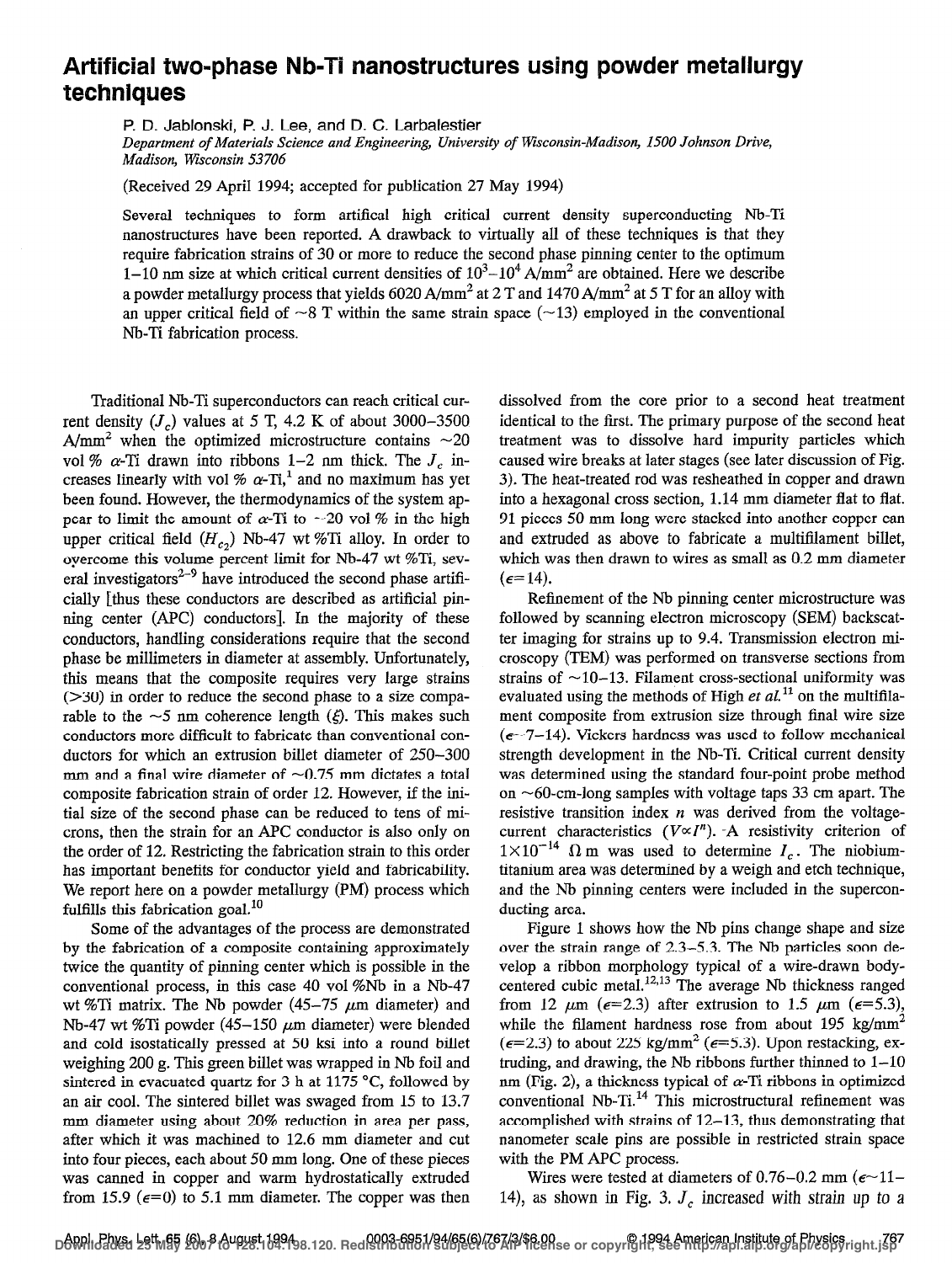# Artificial two-phase Nb-Ti nanostructures using powder metallurgy techniques

P. D. Jablonski, P. J. Lee, and D. C. Larbalestier

*Department of Materials Science and Engineering, University of Wisconsin-Madison, 1500 Johnson Drive, Madison, Wisconsin 53706*

(Received 29 April 1994; accepted for publication 27 May 1994)

Several techniques to form artifical high critical current density superconducting Nb-Ti nanostructures have been reported. A drawback to virtually all of these techniques is that they require fabrication strains of 30 or more to reduce the second phase pinning center to the optimum 1–10 nm size at which critical current densities of $10^3$–$10^4$ A/mm$^2$ are obtained. Here we describe a powder metallurgy process that yields 6020 A/mm$^2$ at 2 T and 1470 A/mm$^2$ at 5 T for an alloy with an upper critical field of ~8 T within the same strain space (~13) employed in the conventional Nb-Ti fabrication process.

Traditional Nb-Ti superconductors can reach critical current density ($J_c$) values at 5 T, 4.2 K of about 3000–3500 A/mm$^2$ when the optimized microstructure contains ~20 vol % $\alpha$-Ti drawn into ribbons 1–2 nm thick. The $J_c$ increases linearly with vol % $\alpha$-Ti,[1] and no maximum has yet been found. However, the thermodynamics of the system appear to limit the amount of $\alpha$-Ti to ~20 vol % in the high upper critical field ($H_{c2}$) Nb-47 wt %Ti alloy. In order to overcome this volume percent limit for Nb-47 wt %Ti, several investigators[2–9] have introduced the second phase artificially [thus these conductors are described as artificial pinning center (APC) conductors]. In the majority of these conductors, handling considerations require that the second phase be millimeters in diameter at assembly. Unfortunately, this means that the composite requires very large strains (>30) in order to reduce the second phase to a size comparable to the ~5 nm coherence length ($\xi$). This makes such conductors more difficult to fabricate than conventional conductors for which an extrusion billet diameter of 250–300 mm and a final wire diameter of ~0.75 mm dictates a total composite fabrication strain of order 12. However, if the initial size of the second phase can be reduced to tens of microns, then the strain for an APC conductor is also only on the order of 12. Restricting the fabrication strain to this order has important benefits for conductor yield and fabricability. We report here on a powder metallurgy (PM) process which fulfills this fabrication goal.[10]

Some of the advantages of the process are demonstrated by the fabrication of a composite containing approximately twice the quantity of pinning center which is possible in the conventional process, in this case 40 vol %Nb in a Nb-47 wt %Ti matrix. The Nb powder (45–75 $\mu$m diameter) and Nb-47 wt %Ti powder (45–150 $\mu$m diameter) were blended and cold isostatically pressed at 50 ksi into a round billet weighing 200 g. This green billet was wrapped in Nb foil and sintered in evacuated quartz for 3 h at 1175 °C, followed by an air cool. The sintered billet was swaged from 15 to 13.7 mm diameter using about 20% reduction in area per pass, after which it was machined to 12.6 mm diameter and cut into four pieces, each about 50 mm long. One of these pieces was canned in copper and warm hydrostatically extruded from 15.9 ($\epsilon$=0) to 5.1 mm diameter. The copper was then dissolved from the core prior to a second heat treatment identical to the first. The primary purpose of the second heat treatment was to dissolve hard impurity particles which caused wire breaks at later stages (see later discussion of Fig. 3). The heat-treated rod was resheathed in copper and drawn into a hexagonal cross section, 1.14 mm diameter flat to flat. 91 pieces 50 mm long were stacked into another copper can and extruded as above to fabricate a multifilament billet, which was then drawn to wires as small as 0.2 mm diameter ($\epsilon$=14).

Refinement of the Nb pinning center microstructure was followed by scanning electron microscopy (SEM) backscatter imaging for strains up to 9.4. Transmission electron microscopy (TEM) was performed on transverse sections from strains of ~10–13. Filament cross-sectional uniformity was evaluated using the methods of High *et al.*[11] on the multifilament composite from extrusion size through final wire size ($\epsilon$~7–14). Vickers hardness was used to follow mechanical strength development in the Nb-Ti. Critical current density was determined using the standard four-point probe method on ~60-cm-long samples with voltage taps 33 cm apart. The resistive transition index $n$ was derived from the voltage-current characteristics ($V \propto I^n$). A resistivity criterion of $1\times10^{-14}$ $\Omega$ m was used to determine $I_c$. The niobium-titanium area was determined by a weigh and etch technique, and the Nb pinning centers were included in the superconducting area.

Figure 1 shows how the Nb pins change shape and size over the strain range of 2.3–5.3. The Nb particles soon develop a ribbon morphology typical of a wire-drawn body-centered cubic metal.[12,13] The average Nb thickness ranged from 12 $\mu$m ($\epsilon$=2.3) after extrusion to 1.5 $\mu$m ($\epsilon$=5.3), while the filament hardness rose from about 195 kg/mm$^2$ ($\epsilon$=2.3) to about 225 kg/mm$^2$ ($\epsilon$=5.3). Upon restacking, extruding, and drawing, the Nb ribbons further thinned to 1–10 nm (Fig. 2), a thickness typical of $\alpha$-Ti ribbons in optimized conventional Nb-Ti.[14] This microstructural refinement was accomplished with strains of 12–13, thus demonstrating that nanometer scale pins are possible in restricted strain space with the PM APC process.

Wires were tested at diameters of 0.76–0.2 mm ($\epsilon$~11–14), as shown in Fig. 3. $J_c$ increased with strain up to a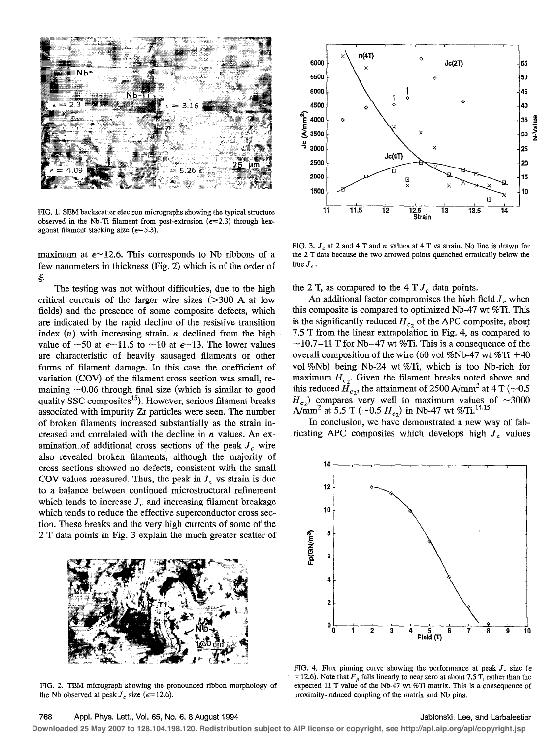FIG. 1. SEM backscatter electron micrographs showing the typical structure observed in the Nb-Ti filament from post-extrusion ($\epsilon$=2.3) through hexagonal filament stacking size ($\epsilon$=5.3).

maximum at $\epsilon \sim 12.6$. This corresponds to Nb ribbons of a few nanometers in thickness (Fig. 2) which is of the order of $\xi$.

The testing was not without difficulties, due to the high critical currents of the larger wire sizes (>300 A at low fields) and the presence of some composite defects, which are indicated by the rapid decline of the resistive transition index ($n$) with increasing strain. $n$ declined from the high value of ~50 at $\epsilon \sim 11.5$ to ~10 at $\epsilon \sim 13$. The lower values are characteristic of heavily sausaged filaments or other forms of filament damage. In this case the coefficient of variation (COV) of the filament cross section was small, remaining ~0.06 through final size (which is similar to good quality SSC composites[15]). However, serious filament breaks associated with impurity Zr particles were seen. The number of broken filaments increased substantially as the strain increased and correlated with the decline in $n$ values. An examination of additional cross sections of the peak $J_c$ wire also revealed broken filaments, although the majority of cross sections showed no defects, consistent with the small COV values measured. Thus, the peak in $J_c$ vs strain is due to a balance between continued microstructural refinement which tends to increase $J_c$ and increasing filament breakage which tends to reduce the effective superconductor cross section. These breaks and the very high currents of some of the 2 T data points in Fig. 3 explain the much greater scatter of the 2 T, as compared to the 4 T $J_c$ data points.

FIG. 2. TEM micrograph showing the pronounced ribbon morphology of the Nb observed at peak $J_c$ size ($\epsilon$=12.6).

FIG. 3. $J_c$ at 2 and 4 T and $n$ values at 4 T vs strain. No line is drawn for the 2 T data because the two arrowed points quenched erratically below the true $J_c$.

An additional factor compromises the high field $J_c$ when this composite is compared to optimized Nb-47 wt %Ti. This is the significantly reduced $H_{c2}$ of the APC composite, about 7.5 T from the linear extrapolation in Fig. 4, as compared to ~10.7–11 T for Nb-47 wt %Ti. This is a consequence of the overall composition of the wire (60 vol %Nb-47 wt %Ti +40 vol %Nb) being Nb-24 wt %Ti, which is too Nb-rich for maximum $H_{c2}$. Given the filament breaks noted above and this reduced $H_{c2}$, the attainment of 2500 A/mm² at 4 T (~0.5 $H_{c2}$) compares very well to maximum values of ~3000 A/mm² at 5.5 T (~0.5 $H_{c2}$) in Nb-47 wt %Ti.[14,15]

In conclusion, we have demonstrated a new way of fabricating APC composites which develops high $J_c$ values

FIG. 4. Flux pinning curve showing the performance at peak $J_c$ size ($\epsilon$=12.6). Note that $F_p$ falls linearly to near zero at about 7.5 T, rather than the expected 11 T value of the Nb-47 wt %Ti matrix. This is a consequence of proximity-induced coupling of the matrix and Nb pins.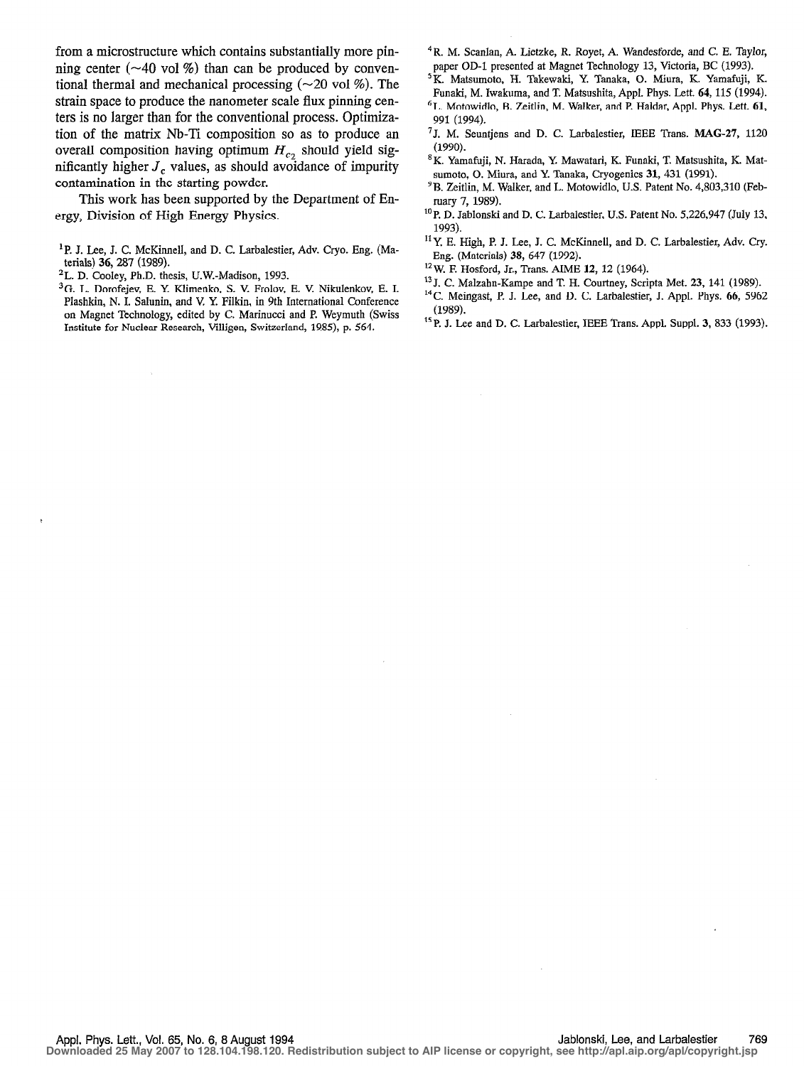from a microstructure which contains substantially more pinning center (~40 vol %) than can be produced by conventional thermal and mechanical processing (~20 vol %). The strain space to produce the nanometer scale flux pinning centers is no larger than for the conventional process. Optimization of the matrix Nb-Ti composition so as to produce an overall composition having optimum $H_{c_2}$ should yield significantly higher $J_c$ values, as should avoidance of impurity contamination in the starting powder.

This work has been supported by the Department of Energy, Division of High Energy Physics.

[1] P. J. Lee, J. C. McKinnell, and D. C. Larbalestier, Adv. Cryo. Eng. (Materials) **36**, 287 (1989).

[2] L. D. Cooley, Ph.D. thesis, U.W.-Madison, 1993.

[3] G. L. Dorofejev, E. Y. Klimenko, S. V. Frolov, E. V. Nikulenkov, E. I. Plashkin, N. I. Salunin, and V. Y. Filkin, in 9th International Conference on Magnet Technology, edited by C. Marinucci and P. Weymuth (Swiss Institute for Nuclear Research, Villigen, Switzerland, 1985), p. 564.

[4] R. M. Scanlan, A. Lietzke, R. Royet, A. Wandesforde, and C. E. Taylor, paper OD-1 presented at Magnet Technology 13, Victoria, BC (1993).

[5] K. Matsumoto, H. Takewaki, Y. Tanaka, O. Miura, K. Yamafuji, K. Funaki, M. Iwakuma, and T. Matsushita, Appl. Phys. Lett. **64**, 115 (1994).

[6] L. Motowidlo, B. Zeitlin, M. Walker, and P. Haldar, Appl. Phys. Lett. **61**, 991 (1994).

[7] J. M. Seuntjens and D. C. Larbalestier, IEEE Trans. **MAG-27**, 1120 (1990).

[8] K. Yamafuji, N. Harada, Y. Mawatari, K. Funaki, T. Matsushita, K. Matsumoto, O. Miura, and Y. Tanaka, Cryogenics **31**, 431 (1991).

[9] B. Zeitlin, M. Walker, and L. Motowidlo, U.S. Patent No. 4,803,310 (February 7, 1989).

[10] P. D. Jablonski and D. C. Larbalestier, U.S. Patent No. 5,226,947 (July 13, 1993).

[11] Y. E. High, P. J. Lee, J. C. McKinnell, and D. C. Larbalestier, Adv. Cry. Eng. (Materials) **38**, 647 (1992).

[12] W. F. Hosford, Jr., Trans. AIME **12**, 12 (1964).

[13] J. C. Malzahn-Kampe and T. H. Courtney, Scripta Met. **23**, 141 (1989).

[14] C. Meingast, P. J. Lee, and D. C. Larbalestier, J. Appl. Phys. **66**, 5962 (1989).

[15] P. J. Lee and D. C. Larbalestier, IEEE Trans. Appl. Suppl. **3**, 833 (1993).